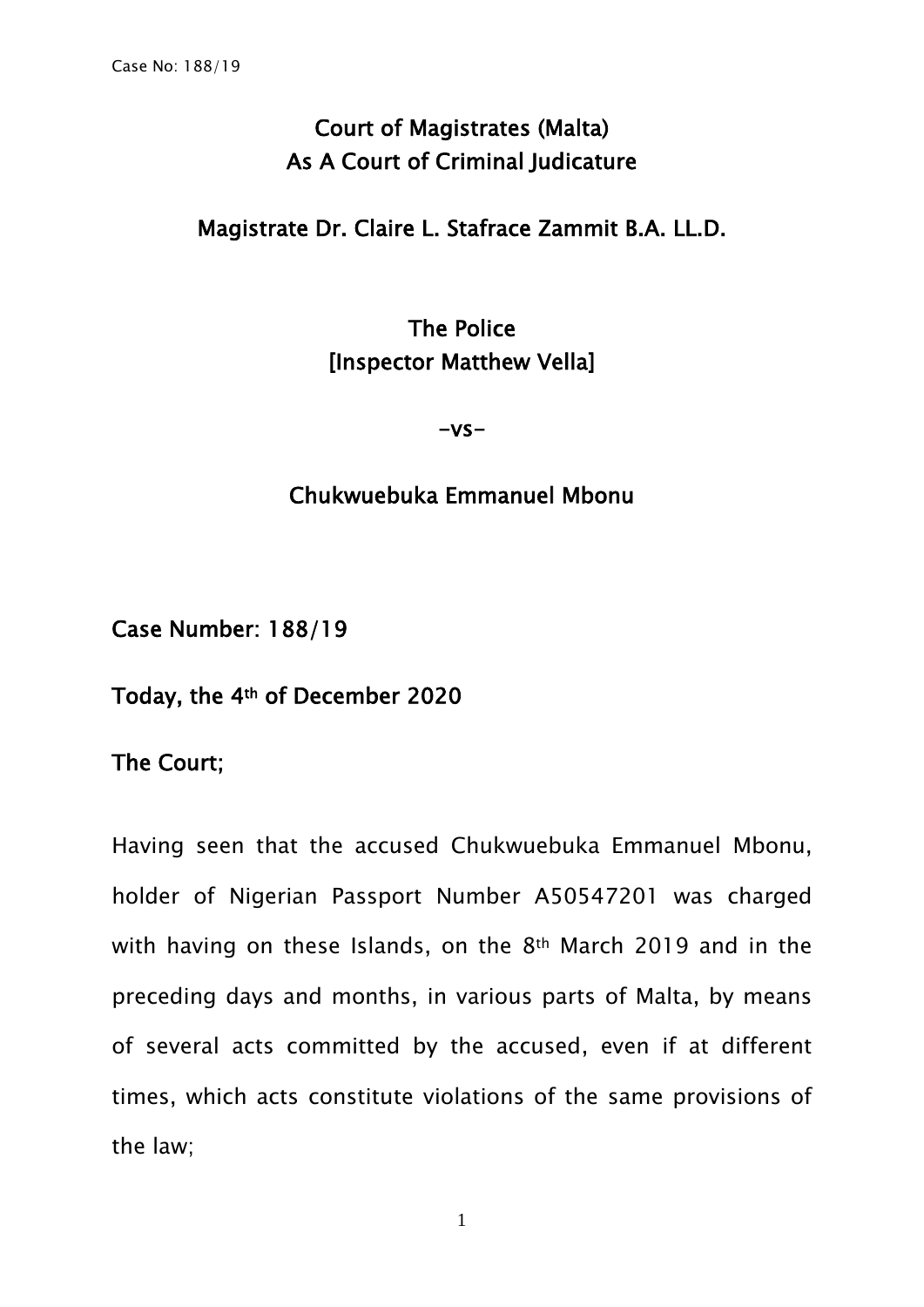# Court of Magistrates (Malta)
# As A Court of Criminal Judicature

## Magistrate Dr. Claire L. Stafrace Zammit B.A. LL.D.

## The Police
## [Inspector Matthew Vella]

**-vs-**

## Chukwuebuka Emmanuel Mbonu

**Case Number: 188/19**

**Today, the 4th of December 2020**

**The Court;**

Having seen that the accused Chukwuebuka Emmanuel Mbonu, holder of Nigerian Passport Number A50547201 was charged with having on these Islands, on the 8th March 2019 and in the preceding days and months, in various parts of Malta, by means of several acts committed by the accused, even if at different times, which acts constitute violations of the same provisions of the law;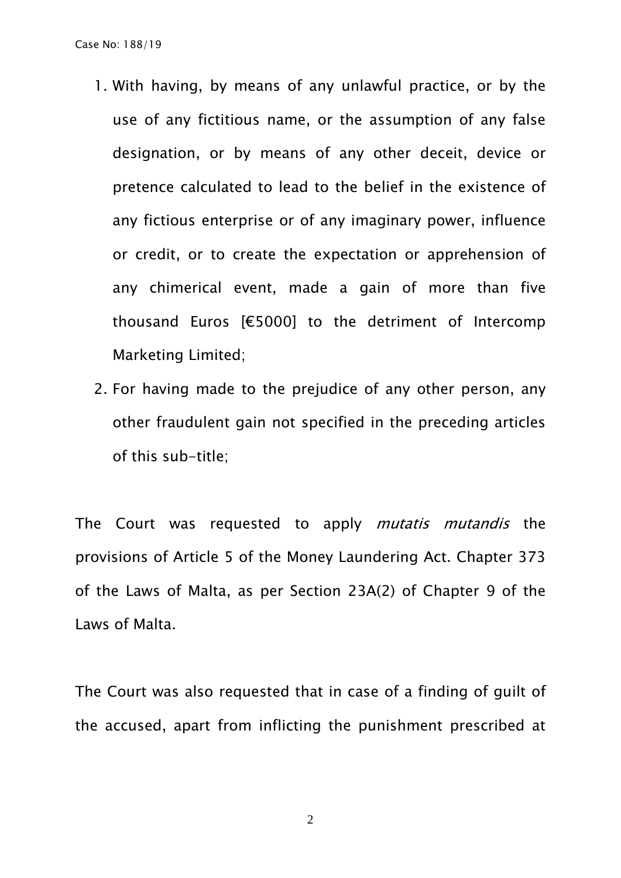1. With having, by means of any unlawful practice, or by the use of any fictitious name, or the assumption of any false designation, or by means of any other deceit, device or pretence calculated to lead to the belief in the existence of any fictious enterprise or of any imaginary power, influence or credit, or to create the expectation or apprehension of any chimerical event, made a gain of more than five thousand Euros [€5000] to the detriment of Intercomp Marketing Limited;
2. For having made to the prejudice of any other person, any other fraudulent gain not specified in the preceding articles of this sub-title;

The Court was requested to apply *mutatis mutandis* the provisions of Article 5 of the Money Laundering Act. Chapter 373 of the Laws of Malta, as per Section 23A(2) of Chapter 9 of the Laws of Malta.

The Court was also requested that in case of a finding of guilt of the accused, apart from inflicting the punishment prescribed at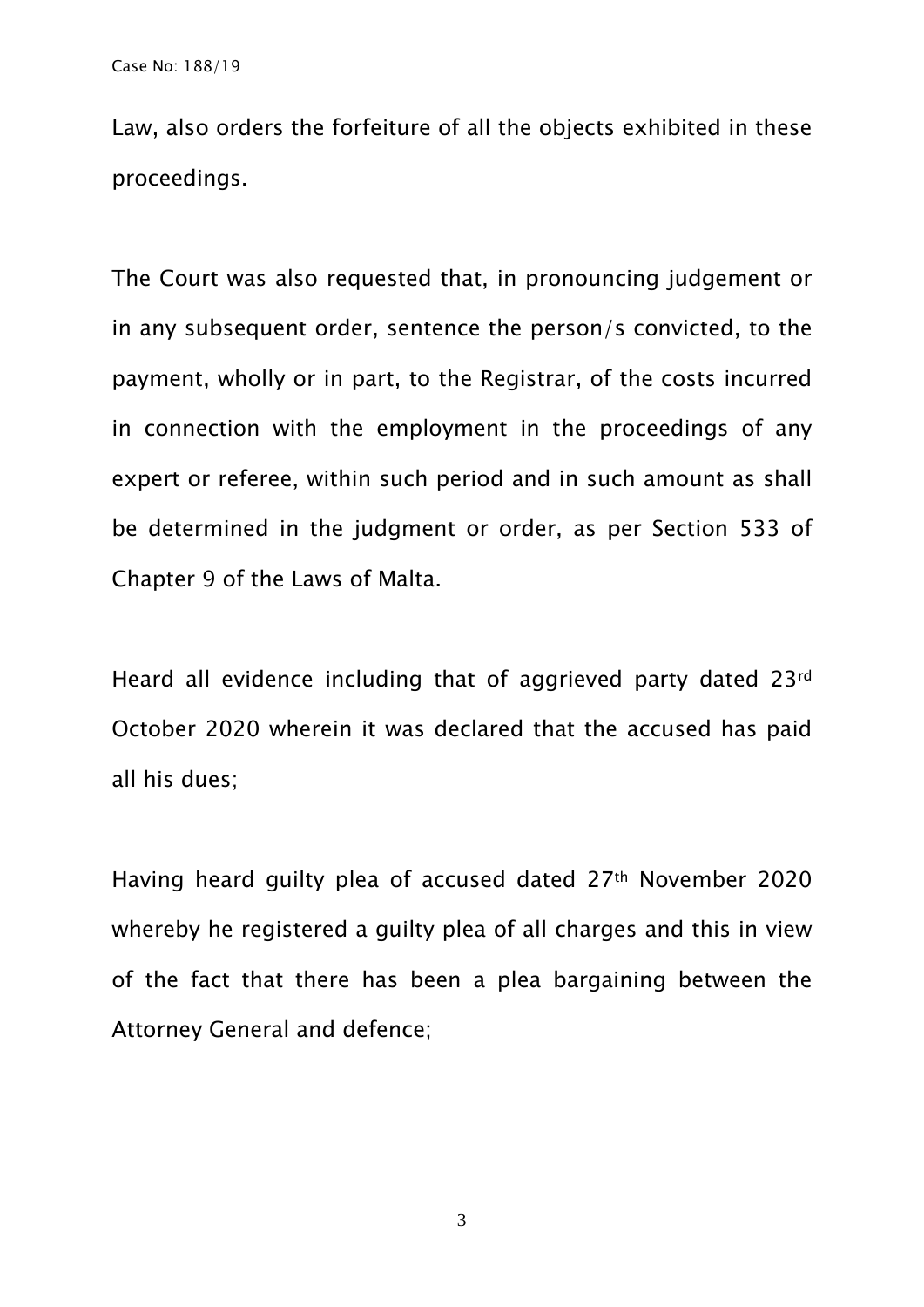Law, also orders the forfeiture of all the objects exhibited in these proceedings.

The Court was also requested that, in pronouncing judgement or in any subsequent order, sentence the person/s convicted, to the payment, wholly or in part, to the Registrar, of the costs incurred in connection with the employment in the proceedings of any expert or referee, within such period and in such amount as shall be determined in the judgment or order, as per Section 533 of Chapter 9 of the Laws of Malta.

Heard all evidence including that of aggrieved party dated 23rd October 2020 wherein it was declared that the accused has paid all his dues;

Having heard guilty plea of accused dated 27th November 2020 whereby he registered a guilty plea of all charges and this in view of the fact that there has been a plea bargaining between the Attorney General and defence;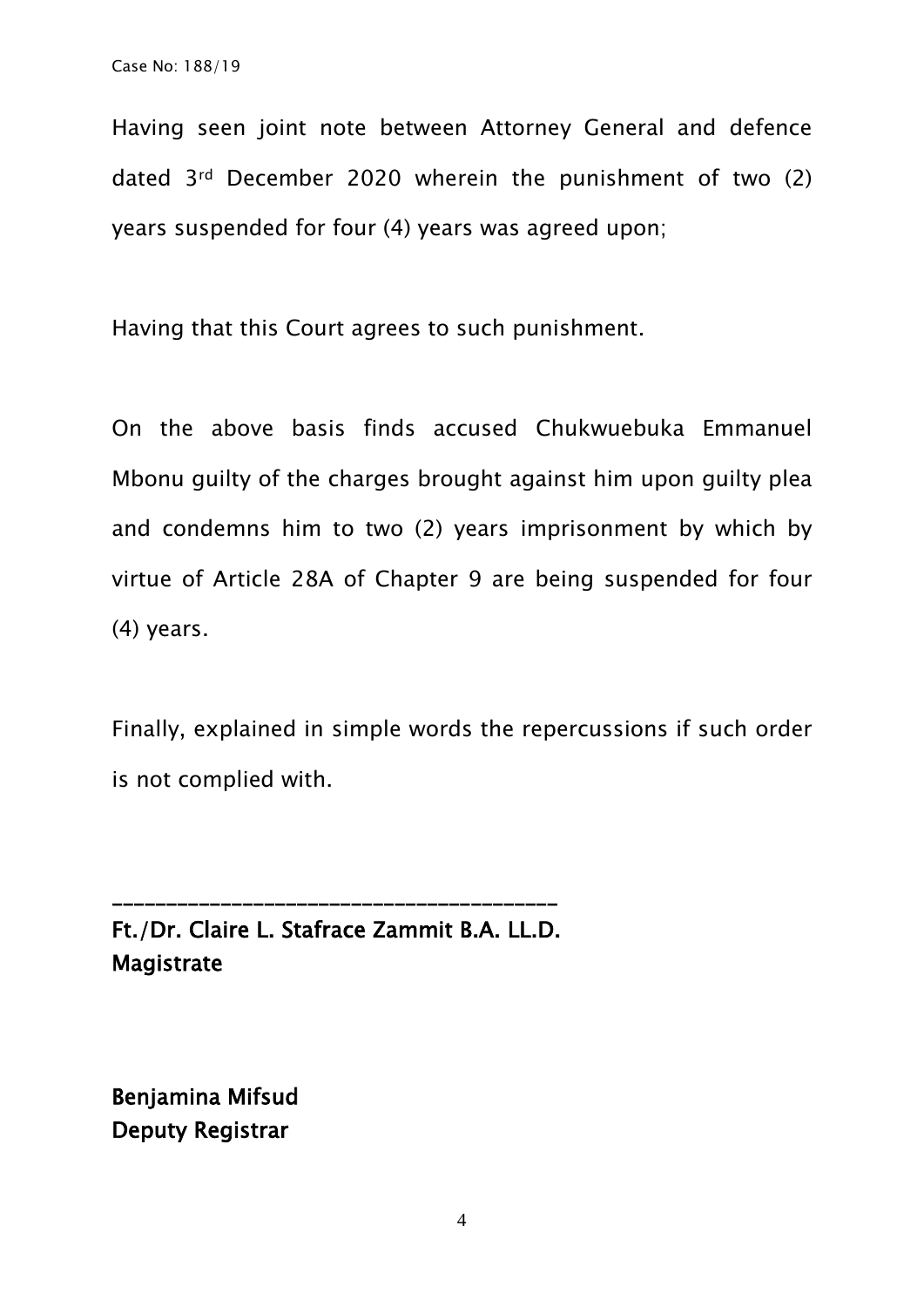Having seen joint note between Attorney General and defence dated 3rd December 2020 wherein the punishment of two (2) years suspended for four (4) years was agreed upon;

Having that this Court agrees to such punishment.

On the above basis finds accused Chukwuebuka Emmanuel Mbonu guilty of the charges brought against him upon guilty plea and condemns him to two (2) years imprisonment by which by virtue of Article 28A of Chapter 9 are being suspended for four (4) years.

Finally, explained in simple words the repercussions if such order is not complied with.

\_\_\_\_\_\_\_\_\_\_\_\_\_\_\_\_\_\_\_\_\_\_\_\_\_\_\_\_\_\_\_\_\_\_\_\_\_\_\_\_

**Ft./Dr. Claire L. Stafrace Zammit B.A. LL.D.**
**Magistrate**

**Benjamina Mifsud**
**Deputy Registrar**